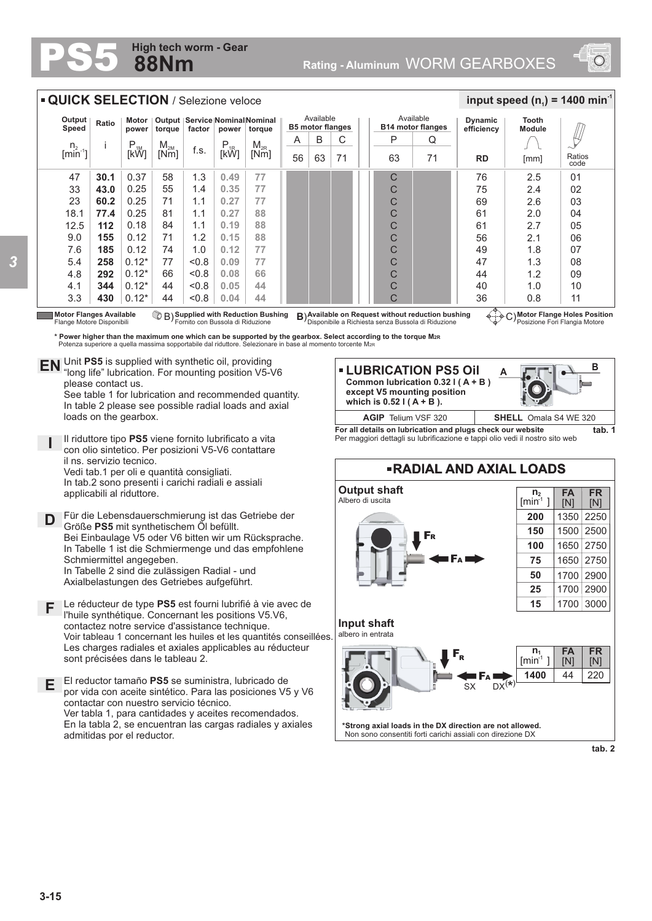# PS5 High tech worm - Gear 88Nm

Rating - Aluminum WORM GEARBOXES

## QUICK SELECTION / Selezione veloce

**input speed ($n_1$) = 1400 min$^{-1}$**

| Output Speed $n_2$ [min$^{-1}$] | Ratio i | Motor power $P_{1M}$ [kW] | Output torque $M_{2M}$ [Nm] | Service factor f.s. | Nominal power $P_{1R}$ [kW] | Nominal torque $M_{2R}$ [Nm] | Available B5 motor flanges A 56 | B 63 | C 71 | Available B14 motor flanges P 63 | Q 71 | Dynamic efficiency RD | Tooth Module [mm] | Ratios code |
|---|---|---|---|---|---|---|---|---|---|---|---|---|---|---|
| 47 | **30.1** | 0.37 | 58 | 1.3 | **0.49** | **77** | | | | C | | 76 | 2.5 | 01 |
| 33 | **43.0** | 0.25 | 55 | 1.4 | **0.35** | **77** | | | | C | | 75 | 2.4 | 02 |
| 23 | **60.2** | 0.25 | 71 | 1.1 | **0.27** | **77** | | | | C | | 69 | 2.6 | 03 |
| 18.1 | **77.4** | 0.25 | 81 | 1.1 | **0.27** | **88** | | | | C | | 61 | 2.0 | 04 |
| 12.5 | **112** | 0.18 | 84 | 1.1 | **0.19** | **88** | | | | C | | 61 | 2.7 | 05 |
| 9.0 | **155** | 0.12 | 71 | 1.2 | **0.15** | **88** | | | | C | | 56 | 2.1 | 06 |
| 7.6 | **185** | 0.12 | 74 | 1.0 | **0.12** | **77** | | | | C | | 49 | 1.8 | 07 |
| 5.4 | **258** | 0.12* | 77 | <0.8 | **0.09** | **77** | | | | C | | 47 | 1.3 | 08 |
| 4.8 | **292** | 0.12* | 66 | <0.8 | **0.08** | **66** | | | | C | | 44 | 1.2 | 09 |
| 4.1 | **344** | 0.12* | 44 | <0.8 | **0.05** | **44** | | | | C | | 40 | 1.0 | 10 |
| 3.3 | **430** | 0.12* | 44 | <0.8 | **0.04** | **44** | | | | C | | 36 | 0.8 | 11 |

**Motor Flanges Available** Flange Motore Disponibili — B) **Supplied with Reduction Bushing** Fornito con Bussola di Riduzione — B) **Available on Request without reduction bushing** Disponibile a Richiesta senza Bussola di Riduzione — C) **Motor Flange Holes Position** Posizione Fori Flangia Motore

**\* Power higher than the maximum one which can be supported by the gearbox. Select according to the torque $M_{2R}$**
Potenza superiore a quella massima sopportabile dal riduttore. Selezionare in base al momento torcente $M_{2R}$

**EN** Unit **PS5** is supplied with synthetic oil, providing "long life" lubrication. For mounting position V5-V6 please contact us.
See table 1 for lubrication and recommended quantity.
In table 2 please see possible radial loads and axial loads on the gearbox.

**I** Il riduttore tipo **PS5** viene fornito lubrificato a vita con olio sintetico. Per posizioni V5-V6 contattare il ns. servizio tecnico.
Vedi tab.1 per oli e quantità consigliati.
In tab.2 sono presenti i carichi radiali e assiali applicabili al riduttore.

**D** Für die Lebensdauerschmierung ist das Getriebe der Größe **PS5** mit synthetischem Öl befüllt.
Bei Einbaulage V5 oder V6 bitten wir um Rücksprache.
In Tabelle 1 ist die Schmiermenge und das empfohlene Schmiermittel angegeben.
In Tabelle 2 sind die zulässigen Radial - und Axialbelastungen des Getriebes aufgeführt.

**F** Le réducteur de type **PS5** est fourni lubrifié à vie avec de l'huile synthétique. Concernant les positions V5.V6, contactez notre service d'assistance technique.
Voir tableau 1 concernant les huiles et les quantités conseillées.
Les charges radiales et axiales applicables au réducteur sont précisées dans le tableau 2.

**E** El reductor tamaño **PS5** se suministra, lubricado de por vida con aceite sintético. Para las posiciones V5 y V6 contactar con nuestro servicio técnico.
Ver tabla 1, para cantidades y aceites recomendados.
En la tabla 2, se encuentran las cargas radiales y axiales admitidas por el reductor.

## LUBRICATION PS5 Oil

**Common lubrication 0.32 l ( A + B ) except V5 mounting position which is 0.52 l ( A + B ).**

| AGIP Telium VSF 320 | SHELL Omala S4 WE 320 |
|---|---|

**For all details on lubrication and plugs check our website**
Per maggiori dettagli su lubrificazione e tappi olio vedi il nostro sito web

**tab. 1**

## RADIAL AND AXIAL LOADS

**Output shaft**
Albero di uscita

| $n_2$ [min$^{-1}$] | FA [N] | FR [N] |
|---|---|---|
| **200** | 1350 | 2250 |
| **150** | 1500 | 2500 |
| **100** | 1650 | 2750 |
| **75** | 1650 | 2750 |
| **50** | 1700 | 2900 |
| **25** | 1700 | 2900 |
| **15** | 1700 | 3000 |

**Input shaft**
albero in entrata

| $n_1$ [min$^{-1}$] | FA [N] | FR [N] |
|---|---|---|
| **1400** | 44 | 220 |

**\*Strong axial loads in the DX direction are not allowed.**
Non sono consentiti forti carichi assiali con direzione DX

**tab. 2**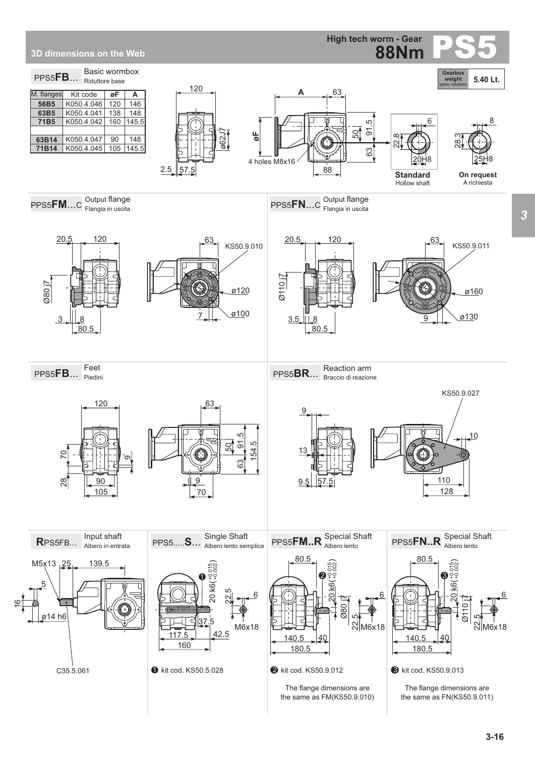3D dimensions on the Web

# High tech worm - Gear 88Nm PS5

## PPS5**FB...** Basic wormbox
Riduttore base

Gearbox weight
peso riduttore
5.40 Lt.

| M. flanges | Kit code | øF | A |
|---|---|---|---|
| 56B5 | K050.4.046 | 120 | 146 |
| 63B5 | K050.4.041 | 138 | 148 |
| 71B5 | K050.4.042 | 160 | 145.5 |
| | | | |
| 63B14 | K050.4.047 | 90 | 148 |
| 71B14 | K050.4.045 | 105 | 145.5 |

120
2.5
57.5
ø62J7
A
63
øF
4 holes M8x16
50
91.5
63
88
6
22.8
20H8
8
28.3
25H8

**Standard**
Hollow shaft

**On request**
A richiesta

## PPS5**FM**...C Output flange
Flangia in uscita

20.5
120
Ø80 j7
3
8
80.5
63
KS50.9.010
ø120
7
ø100

## PPS5**FN**...C Output flange
Flangia in uscita

20.5
120
Ø110 j7
3.5
8
80.5
63
KS50.9.011
ø160
9
ø130

## PPS5**FB...** Feet
Piedini

120
70
28
90
105
9
63
50
91.5
63
154.5
9
70

## PPS5**BR...** Reaction arm
Braccio di reazione

KS50.9.027
9
13
9.5
57.5
10
110
128

## **R**PS5FB... Input shaft
Albero in entrata

M5x13
25
139.5
5
16
ø14 h6
C35.5.061

## PPS5.....**S...** Single Shaft
Albero lento semplice

❶
20 k6($^{+0.015}_{+0.002}$)
22.5
6
37.5
M6x18
117.5
42.5
160

❶ kit cod. KS50.5.028

## PPS5**FM..R** Special Shaft
Albero lento

80.5
❷
20 k6($^{+0.015}_{+0.002}$)
Ø80 j7
6
22.5
M6x18
140.5
40
180.5

❷ kit cod. KS50.9.012

The flange dimensions are the same as FM(KS50.9.010)

## PPS5**FN..R** Special Shaft
Albero lento

80.5
❸
20 k6($^{+0.015}_{+0.002}$)
Ø110 j7
6
22.5
M6x18
140.5
40
180.5

❸ kit cod. KS50.9.013

The flange dimensions are the same as FN(KS50.9.011)